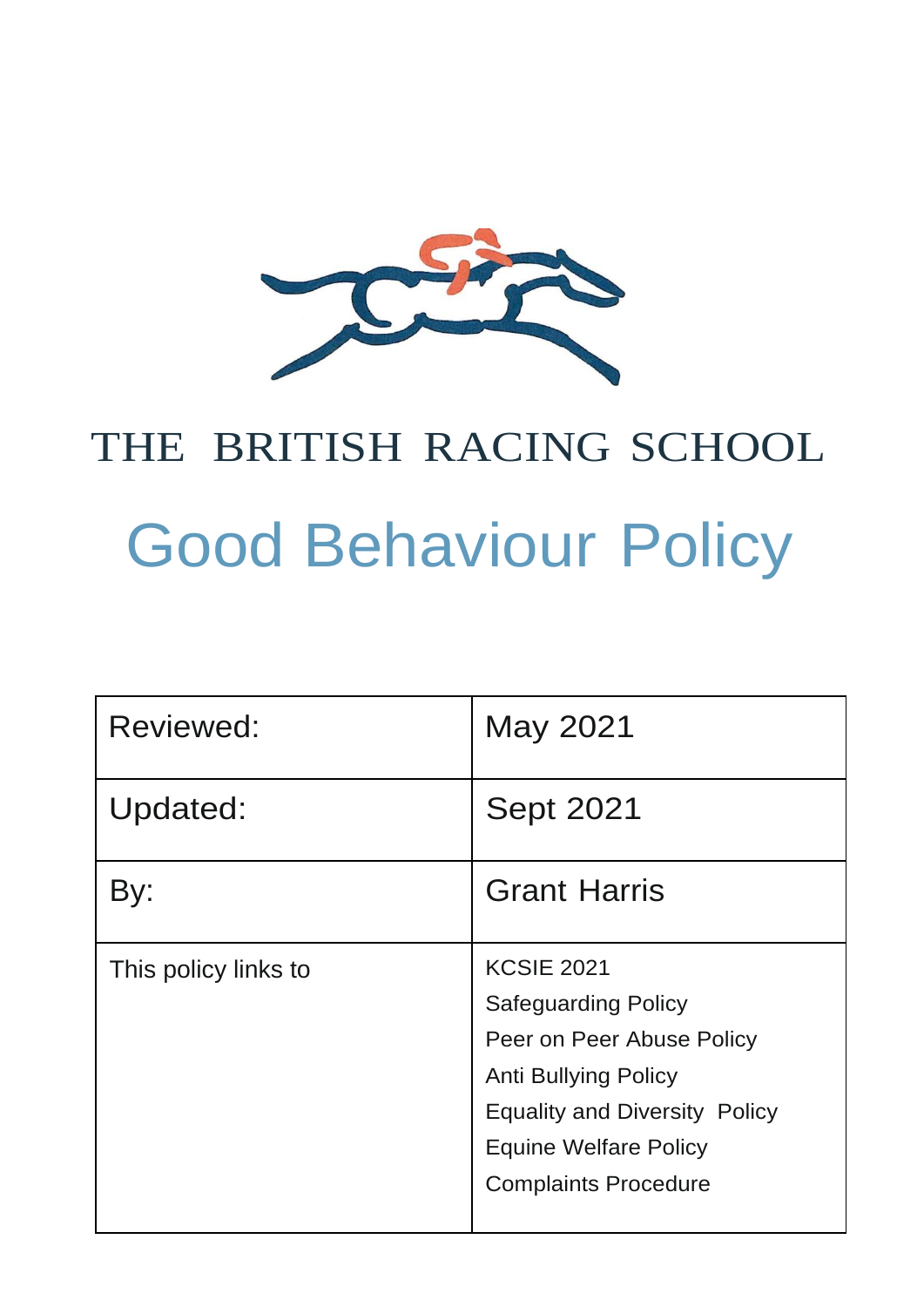THE BRITISH RACING SCHOOL

# Good Behaviour Policy

| Reviewed: | May 2021 |
|---|---|
| Updated: | Sept 2021 |
| By: | Grant Harris |
| This policy links to | KCSIE 2021<br>Safeguarding Policy<br>Peer on Peer Abuse Policy<br>Anti Bullying Policy<br>Equality and Diversity Policy<br>Equine Welfare Policy<br>Complaints Procedure |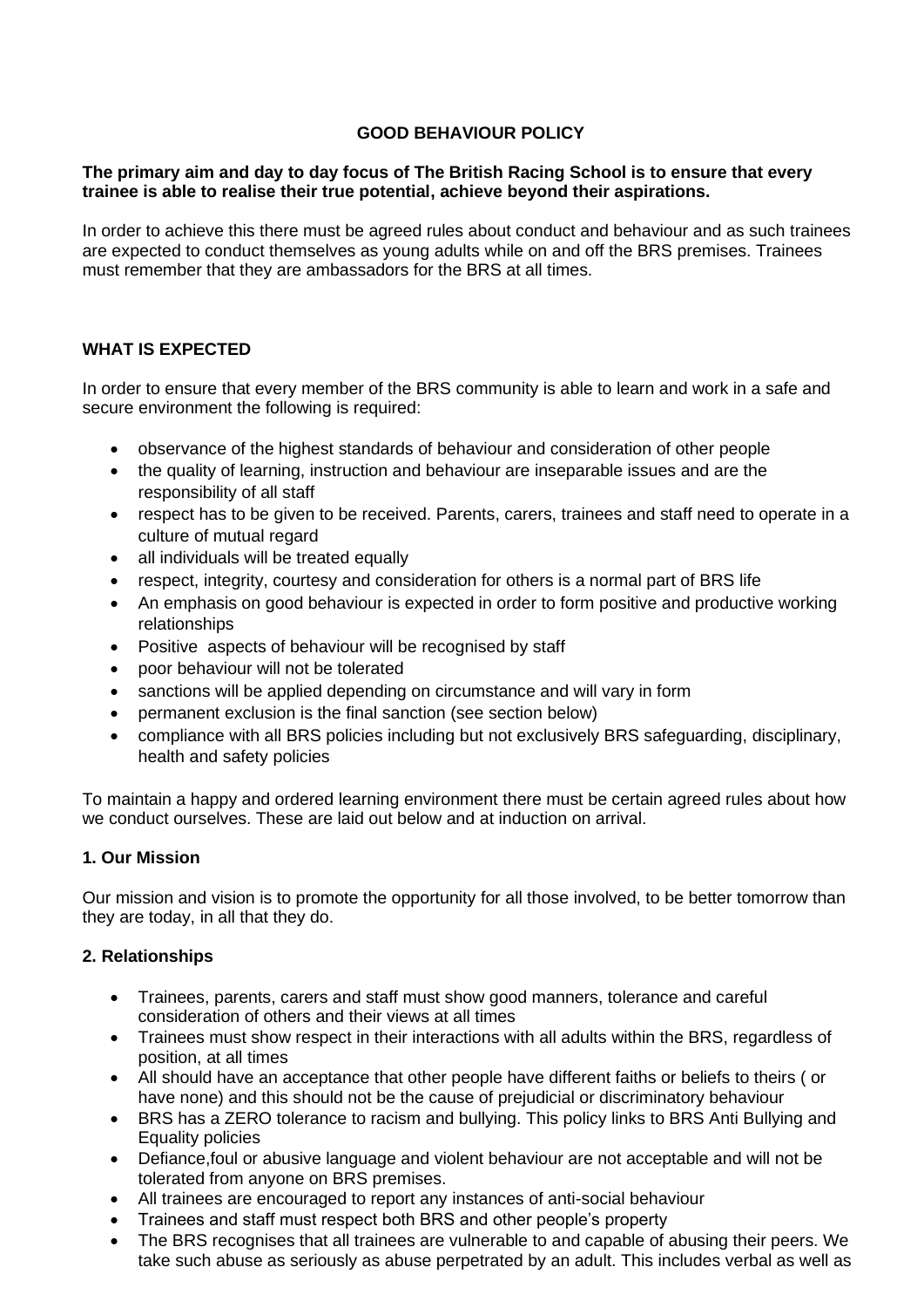# GOOD BEHAVIOUR POLICY

**The primary aim and day to day focus of The British Racing School is to ensure that every trainee is able to realise their true potential, achieve beyond their aspirations.**

In order to achieve this there must be agreed rules about conduct and behaviour and as such trainees are expected to conduct themselves as young adults while on and off the BRS premises. Trainees must remember that they are ambassadors for the BRS at all times.

## WHAT IS EXPECTED

In order to ensure that every member of the BRS community is able to learn and work in a safe and secure environment the following is required:

- observance of the highest standards of behaviour and consideration of other people
- the quality of learning, instruction and behaviour are inseparable issues and are the responsibility of all staff
- respect has to be given to be received. Parents, carers, trainees and staff need to operate in a culture of mutual regard
- all individuals will be treated equally
- respect, integrity, courtesy and consideration for others is a normal part of BRS life
- An emphasis on good behaviour is expected in order to form positive and productive working relationships
- Positive aspects of behaviour will be recognised by staff
- poor behaviour will not be tolerated
- sanctions will be applied depending on circumstance and will vary in form
- permanent exclusion is the final sanction (see section below)
- compliance with all BRS policies including but not exclusively BRS safeguarding, disciplinary, health and safety policies

To maintain a happy and ordered learning environment there must be certain agreed rules about how we conduct ourselves. These are laid out below and at induction on arrival.

### 1. Our Mission

Our mission and vision is to promote the opportunity for all those involved, to be better tomorrow than they are today, in all that they do.

### 2. Relationships

- Trainees, parents, carers and staff must show good manners, tolerance and careful consideration of others and their views at all times
- Trainees must show respect in their interactions with all adults within the BRS, regardless of position, at all times
- All should have an acceptance that other people have different faiths or beliefs to theirs ( or have none) and this should not be the cause of prejudicial or discriminatory behaviour
- BRS has a ZERO tolerance to racism and bullying. This policy links to BRS Anti Bullying and Equality policies
- Defiance,foul or abusive language and violent behaviour are not acceptable and will not be tolerated from anyone on BRS premises.
- All trainees are encouraged to report any instances of anti-social behaviour
- Trainees and staff must respect both BRS and other people's property
- The BRS recognises that all trainees are vulnerable to and capable of abusing their peers. We take such abuse as seriously as abuse perpetrated by an adult. This includes verbal as well as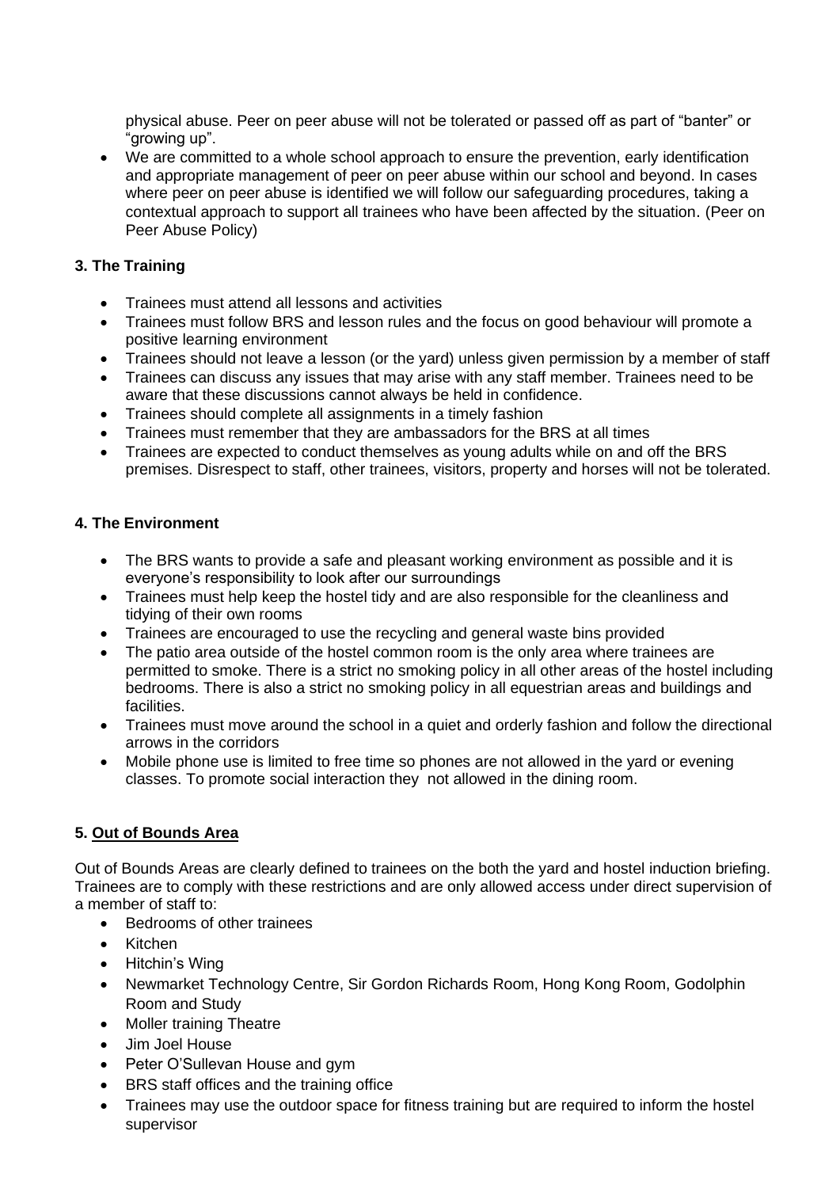physical abuse. Peer on peer abuse will not be tolerated or passed off as part of "banter" or "growing up".

- We are committed to a whole school approach to ensure the prevention, early identification and appropriate management of peer on peer abuse within our school and beyond. In cases where peer on peer abuse is identified we will follow our safeguarding procedures, taking a contextual approach to support all trainees who have been affected by the situation. (Peer on Peer Abuse Policy)

### 3. The Training

- Trainees must attend all lessons and activities
- Trainees must follow BRS and lesson rules and the focus on good behaviour will promote a positive learning environment
- Trainees should not leave a lesson (or the yard) unless given permission by a member of staff
- Trainees can discuss any issues that may arise with any staff member. Trainees need to be aware that these discussions cannot always be held in confidence.
- Trainees should complete all assignments in a timely fashion
- Trainees must remember that they are ambassadors for the BRS at all times
- Trainees are expected to conduct themselves as young adults while on and off the BRS premises. Disrespect to staff, other trainees, visitors, property and horses will not be tolerated.

### 4. The Environment

- The BRS wants to provide a safe and pleasant working environment as possible and it is everyone's responsibility to look after our surroundings
- Trainees must help keep the hostel tidy and are also responsible for the cleanliness and tidying of their own rooms
- Trainees are encouraged to use the recycling and general waste bins provided
- The patio area outside of the hostel common room is the only area where trainees are permitted to smoke. There is a strict no smoking policy in all other areas of the hostel including bedrooms. There is also a strict no smoking policy in all equestrian areas and buildings and facilities.
- Trainees must move around the school in a quiet and orderly fashion and follow the directional arrows in the corridors
- Mobile phone use is limited to free time so phones are not allowed in the yard or evening classes. To promote social interaction they not allowed in the dining room.

### 5. <u>Out of Bounds Area</u>

Out of Bounds Areas are clearly defined to trainees on the both the yard and hostel induction briefing. Trainees are to comply with these restrictions and are only allowed access under direct supervision of a member of staff to:

- Bedrooms of other trainees
- Kitchen
- Hitchin's Wing
- Newmarket Technology Centre, Sir Gordon Richards Room, Hong Kong Room, Godolphin Room and Study
- Moller training Theatre
- Jim Joel House
- Peter O'Sullevan House and gym
- BRS staff offices and the training office
- Trainees may use the outdoor space for fitness training but are required to inform the hostel supervisor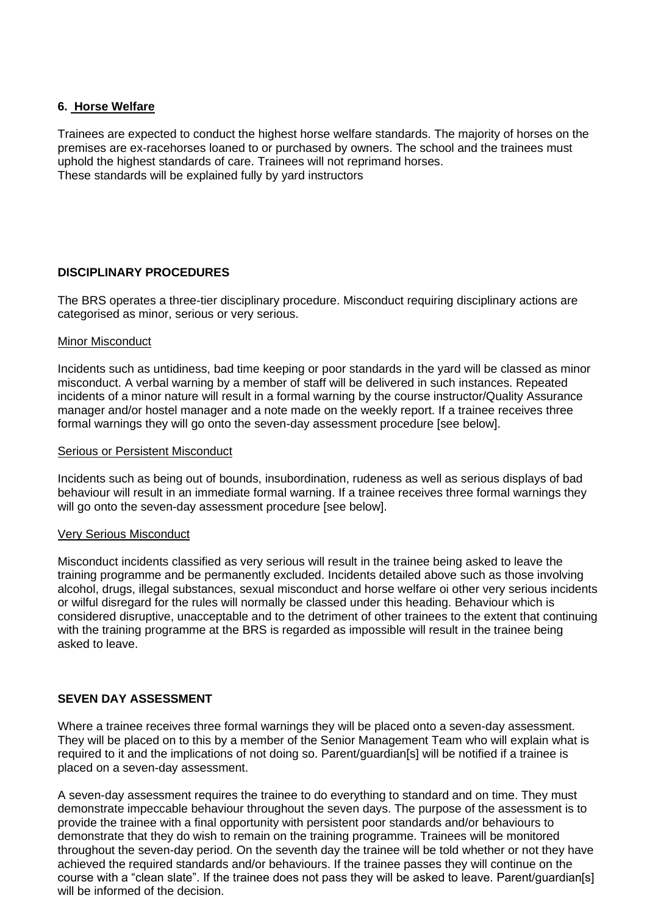## 6. Horse Welfare

Trainees are expected to conduct the highest horse welfare standards. The majority of horses on the premises are ex-racehorses loaned to or purchased by owners. The school and the trainees must uphold the highest standards of care. Trainees will not reprimand horses.
These standards will be explained fully by yard instructors

## DISCIPLINARY PROCEDURES

The BRS operates a three-tier disciplinary procedure. Misconduct requiring disciplinary actions are categorised as minor, serious or very serious.

### Minor Misconduct

Incidents such as untidiness, bad time keeping or poor standards in the yard will be classed as minor misconduct. A verbal warning by a member of staff will be delivered in such instances. Repeated incidents of a minor nature will result in a formal warning by the course instructor/Quality Assurance manager and/or hostel manager and a note made on the weekly report. If a trainee receives three formal warnings they will go onto the seven-day assessment procedure [see below].

### Serious or Persistent Misconduct

Incidents such as being out of bounds, insubordination, rudeness as well as serious displays of bad behaviour will result in an immediate formal warning. If a trainee receives three formal warnings they will go onto the seven-day assessment procedure [see below].

### Very Serious Misconduct

Misconduct incidents classified as very serious will result in the trainee being asked to leave the training programme and be permanently excluded. Incidents detailed above such as those involving alcohol, drugs, illegal substances, sexual misconduct and horse welfare oi other very serious incidents or wilful disregard for the rules will normally be classed under this heading. Behaviour which is considered disruptive, unacceptable and to the detriment of other trainees to the extent that continuing with the training programme at the BRS is regarded as impossible will result in the trainee being asked to leave.

## SEVEN DAY ASSESSMENT

Where a trainee receives three formal warnings they will be placed onto a seven-day assessment. They will be placed on to this by a member of the Senior Management Team who will explain what is required to it and the implications of not doing so. Parent/guardian[s] will be notified if a trainee is placed on a seven-day assessment.

A seven-day assessment requires the trainee to do everything to standard and on time. They must demonstrate impeccable behaviour throughout the seven days. The purpose of the assessment is to provide the trainee with a final opportunity with persistent poor standards and/or behaviours to demonstrate that they do wish to remain on the training programme. Trainees will be monitored throughout the seven-day period. On the seventh day the trainee will be told whether or not they have achieved the required standards and/or behaviours. If the trainee passes they will continue on the course with a "clean slate". If the trainee does not pass they will be asked to leave. Parent/guardian[s] will be informed of the decision.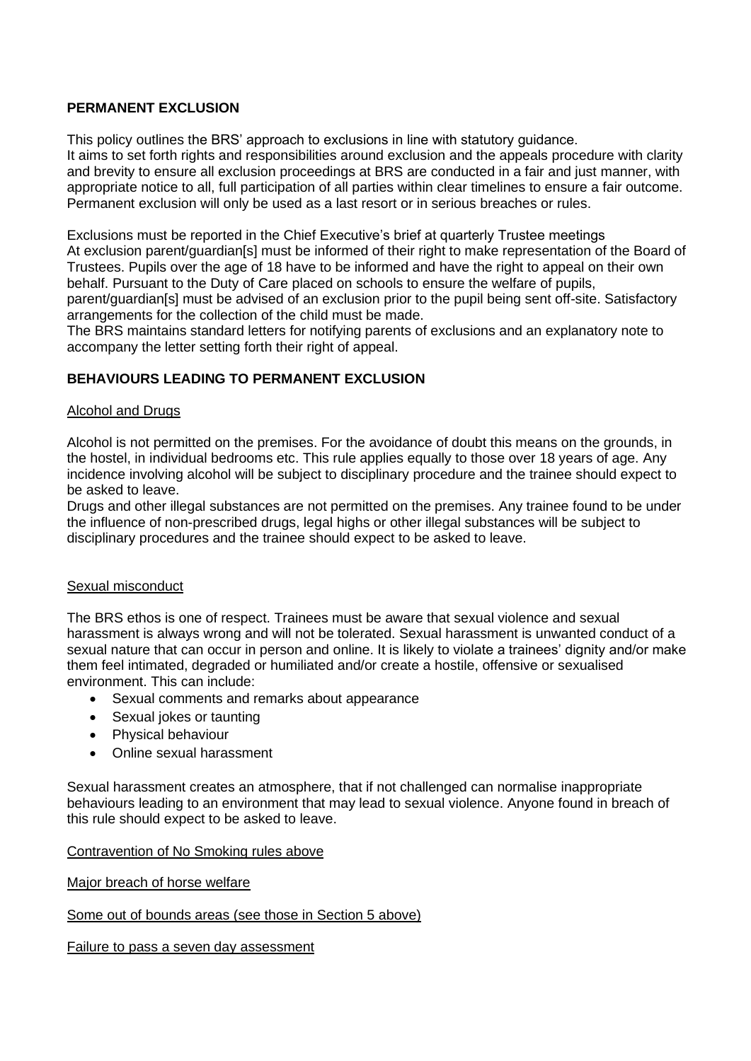**PERMANENT EXCLUSION**

This policy outlines the BRS' approach to exclusions in line with statutory guidance.
It aims to set forth rights and responsibilities around exclusion and the appeals procedure with clarity and brevity to ensure all exclusion proceedings at BRS are conducted in a fair and just manner, with appropriate notice to all, full participation of all parties within clear timelines to ensure a fair outcome. Permanent exclusion will only be used as a last resort or in serious breaches or rules.

Exclusions must be reported in the Chief Executive's brief at quarterly Trustee meetings
At exclusion parent/guardian[s] must be informed of their right to make representation of the Board of Trustees. Pupils over the age of 18 have to be informed and have the right to appeal on their own behalf. Pursuant to the Duty of Care placed on schools to ensure the welfare of pupils, parent/guardian[s] must be advised of an exclusion prior to the pupil being sent off-site. Satisfactory arrangements for the collection of the child must be made.
The BRS maintains standard letters for notifying parents of exclusions and an explanatory note to accompany the letter setting forth their right of appeal.

**BEHAVIOURS LEADING TO PERMANENT EXCLUSION**

Alcohol and Drugs

Alcohol is not permitted on the premises. For the avoidance of doubt this means on the grounds, in the hostel, in individual bedrooms etc. This rule applies equally to those over 18 years of age. Any incidence involving alcohol will be subject to disciplinary procedure and the trainee should expect to be asked to leave.
Drugs and other illegal substances are not permitted on the premises. Any trainee found to be under the influence of non-prescribed drugs, legal highs or other illegal substances will be subject to disciplinary procedures and the trainee should expect to be asked to leave.

Sexual misconduct

The BRS ethos is one of respect. Trainees must be aware that sexual violence and sexual harassment is always wrong and will not be tolerated. Sexual harassment is unwanted conduct of a sexual nature that can occur in person and online. It is likely to violate a trainees' dignity and/or make them feel intimated, degraded or humiliated and/or create a hostile, offensive or sexualised environment. This can include:

- Sexual comments and remarks about appearance
- Sexual jokes or taunting
- Physical behaviour
- Online sexual harassment

Sexual harassment creates an atmosphere, that if not challenged can normalise inappropriate behaviours leading to an environment that may lead to sexual violence. Anyone found in breach of this rule should expect to be asked to leave.

Contravention of No Smoking rules above

Major breach of horse welfare

Some out of bounds areas (see those in Section 5 above)

Failure to pass a seven day assessment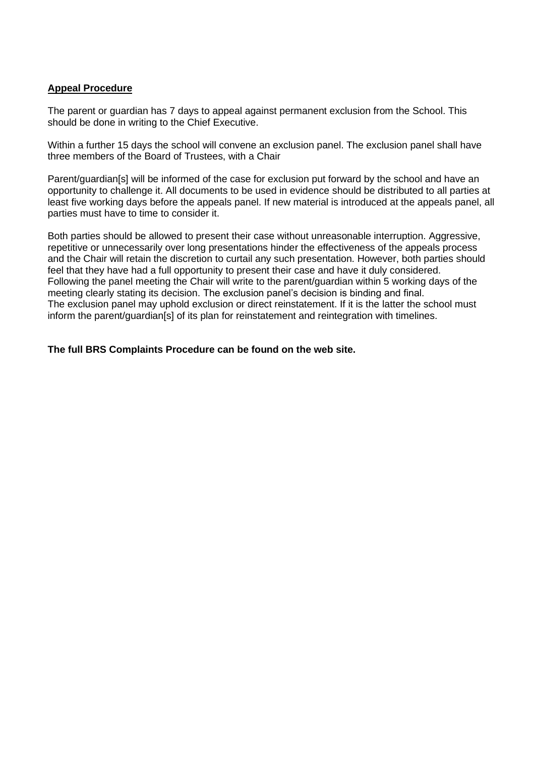**<u>Appeal Procedure</u>**

The parent or guardian has 7 days to appeal against permanent exclusion from the School. This should be done in writing to the Chief Executive.

Within a further 15 days the school will convene an exclusion panel. The exclusion panel shall have three members of the Board of Trustees, with a Chair

Parent/guardian[s] will be informed of the case for exclusion put forward by the school and have an opportunity to challenge it. All documents to be used in evidence should be distributed to all parties at least five working days before the appeals panel. If new material is introduced at the appeals panel, all parties must have to time to consider it.

Both parties should be allowed to present their case without unreasonable interruption. Aggressive, repetitive or unnecessarily over long presentations hinder the effectiveness of the appeals process and the Chair will retain the discretion to curtail any such presentation. However, both parties should feel that they have had a full opportunity to present their case and have it duly considered.
Following the panel meeting the Chair will write to the parent/guardian within 5 working days of the meeting clearly stating its decision. The exclusion panel's decision is binding and final.
The exclusion panel may uphold exclusion or direct reinstatement. If it is the latter the school must inform the parent/guardian[s] of its plan for reinstatement and reintegration with timelines.

**The full BRS Complaints Procedure can be found on the web site.**